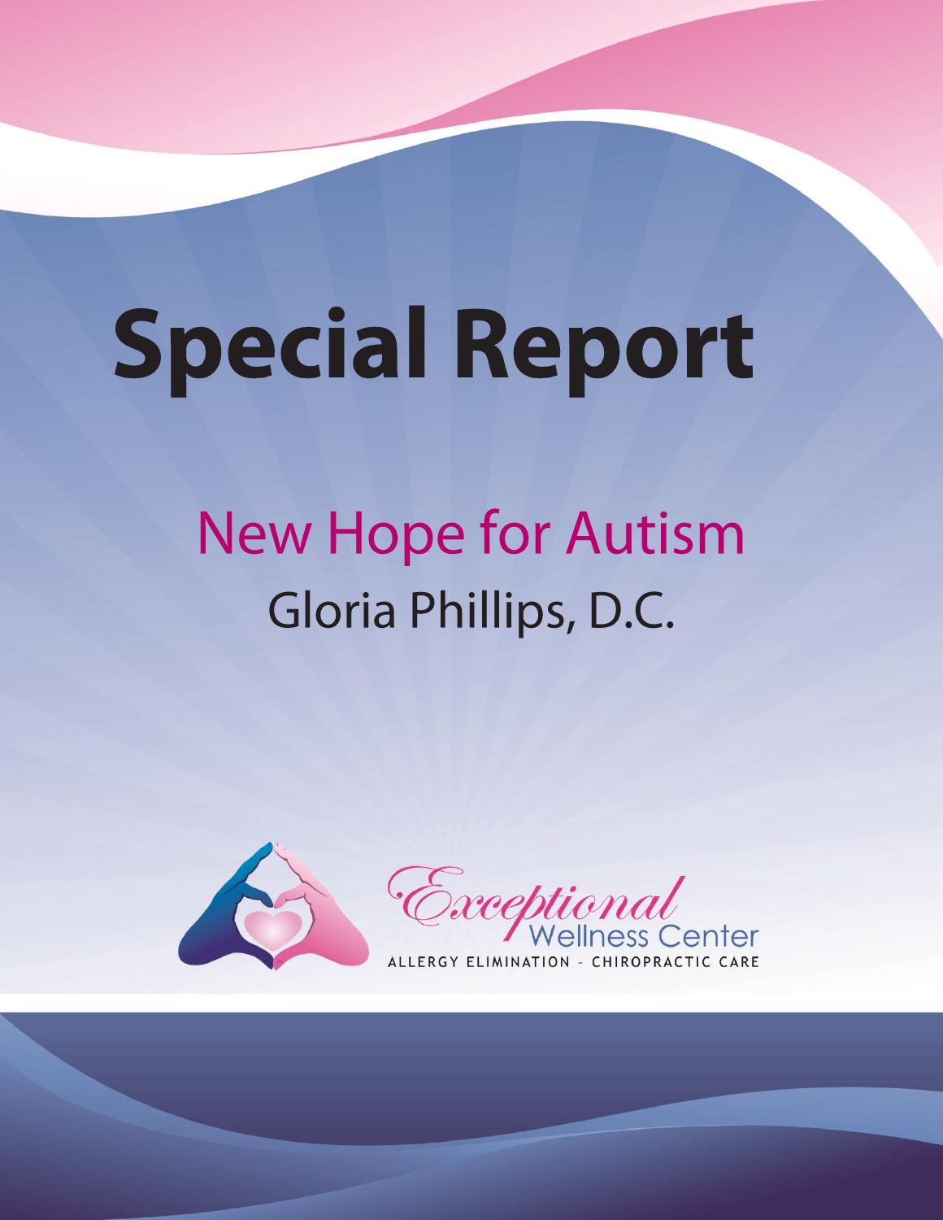# Special Report

## New Hope for Autism

Gloria Phillips, D.C.

Exceptional Wellness Center

ALLERGY ELIMINATION - CHIROPRACTIC CARE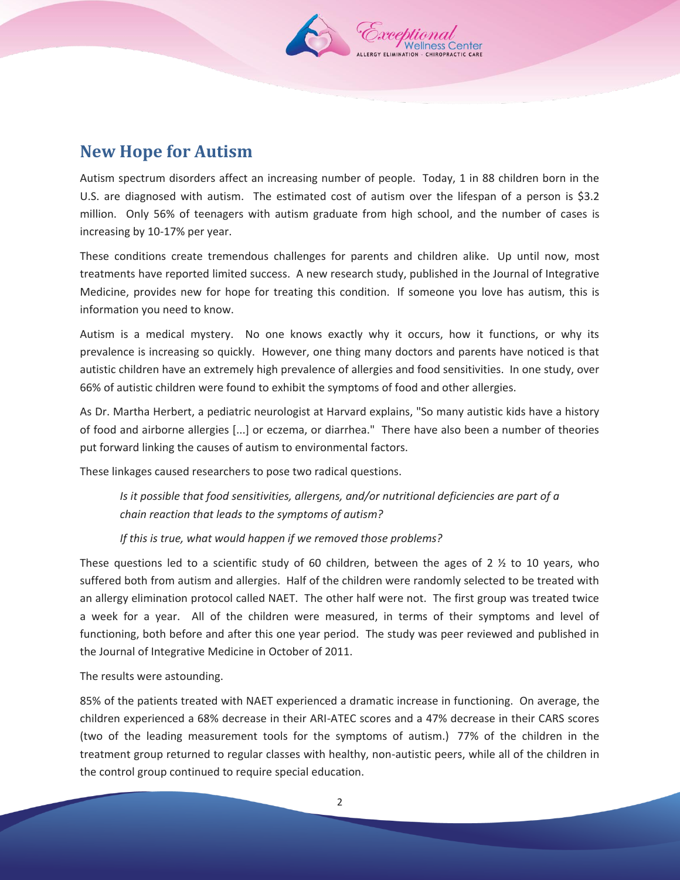## New Hope for Autism

Autism spectrum disorders affect an increasing number of people. Today, 1 in 88 children born in the U.S. are diagnosed with autism. The estimated cost of autism over the lifespan of a person is $3.2 million. Only 56% of teenagers with autism graduate from high school, and the number of cases is increasing by 10-17% per year.

These conditions create tremendous challenges for parents and children alike. Up until now, most treatments have reported limited success. A new research study, published in the Journal of Integrative Medicine, provides new for hope for treating this condition. If someone you love has autism, this is information you need to know.

Autism is a medical mystery. No one knows exactly why it occurs, how it functions, or why its prevalence is increasing so quickly. However, one thing many doctors and parents have noticed is that autistic children have an extremely high prevalence of allergies and food sensitivities. In one study, over 66% of autistic children were found to exhibit the symptoms of food and other allergies.

As Dr. Martha Herbert, a pediatric neurologist at Harvard explains, "So many autistic kids have a history of food and airborne allergies [...] or eczema, or diarrhea." There have also been a number of theories put forward linking the causes of autism to environmental factors.

These linkages caused researchers to pose two radical questions.

> *Is it possible that food sensitivities, allergens, and/or nutritional deficiencies are part of a chain reaction that leads to the symptoms of autism?*
>
> *If this is true, what would happen if we removed those problems?*

These questions led to a scientific study of 60 children, between the ages of 2 ½ to 10 years, who suffered both from autism and allergies. Half of the children were randomly selected to be treated with an allergy elimination protocol called NAET. The other half were not. The first group was treated twice a week for a year. All of the children were measured, in terms of their symptoms and level of functioning, both before and after this one year period. The study was peer reviewed and published in the Journal of Integrative Medicine in October of 2011.

The results were astounding.

85% of the patients treated with NAET experienced a dramatic increase in functioning. On average, the children experienced a 68% decrease in their ARI-ATEC scores and a 47% decrease in their CARS scores (two of the leading measurement tools for the symptoms of autism.) 77% of the children in the treatment group returned to regular classes with healthy, non-autistic peers, while all of the children in the control group continued to require special education.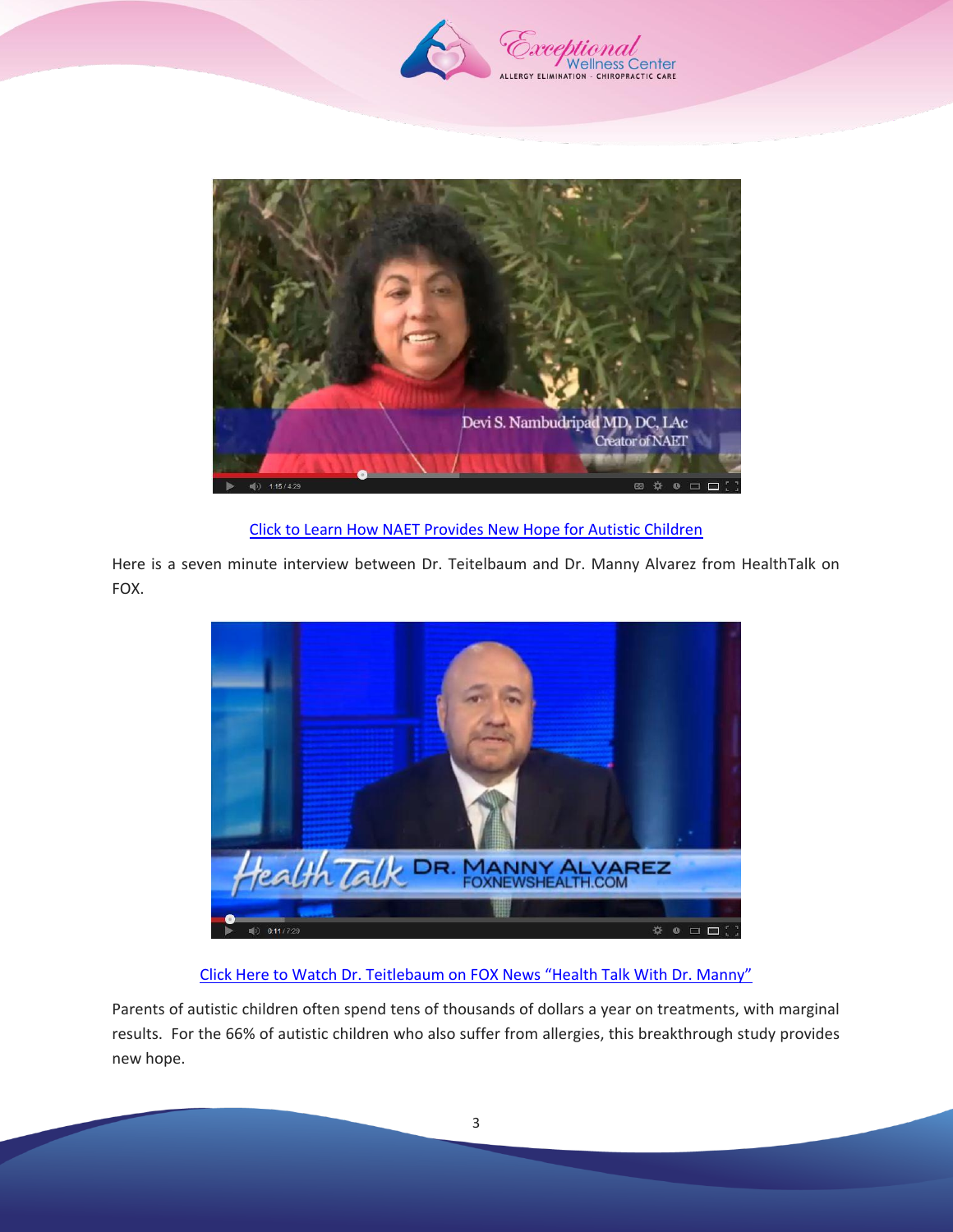Click to Learn How NAET Provides New Hope for Autistic Children

Here is a seven minute interview between Dr. Teitelbaum and Dr. Manny Alvarez from HealthTalk on FOX.

Click Here to Watch Dr. Teitlebaum on FOX News "Health Talk With Dr. Manny"

Parents of autistic children often spend tens of thousands of dollars a year on treatments, with marginal results. For the 66% of autistic children who also suffer from allergies, this breakthrough study provides new hope.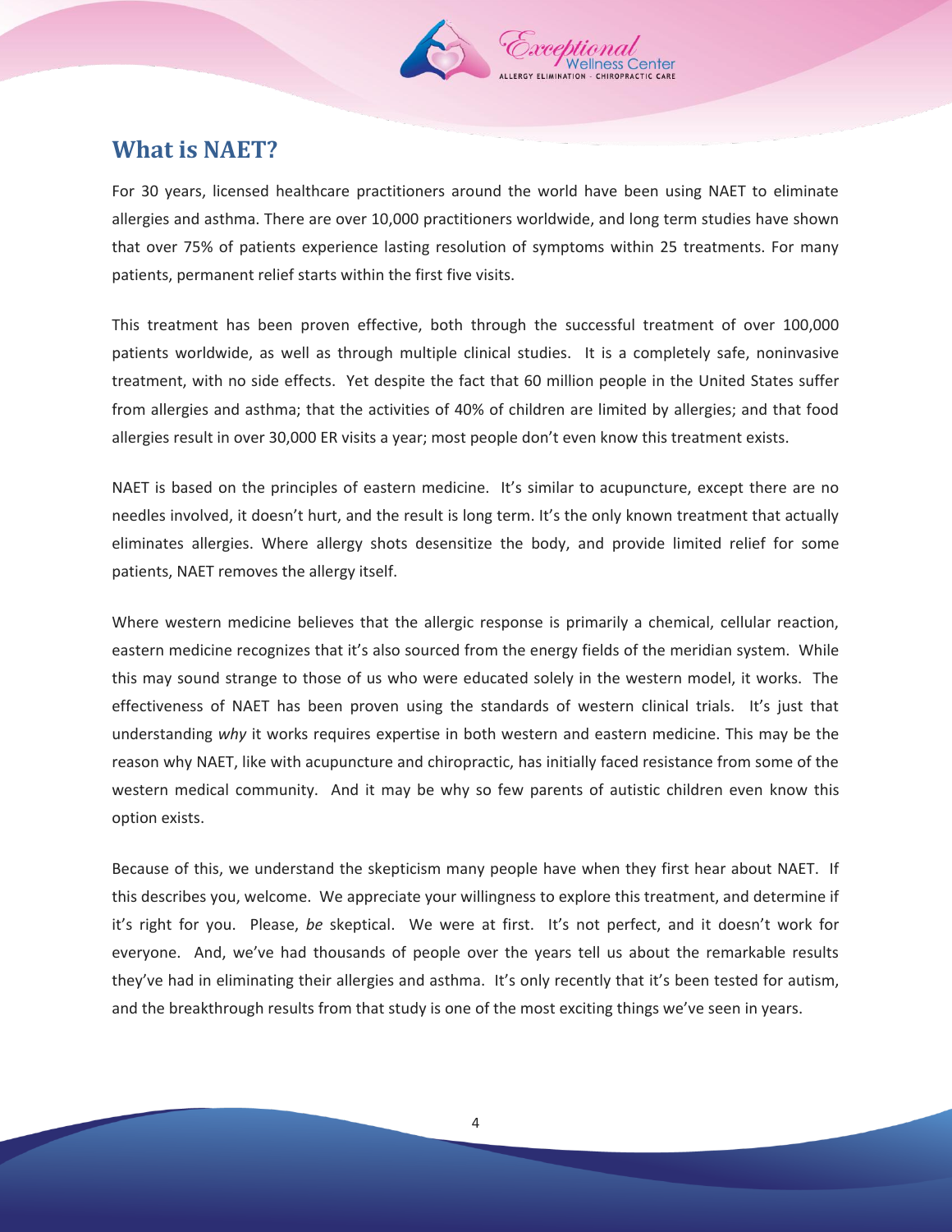## What is NAET?

For 30 years, licensed healthcare practitioners around the world have been using NAET to eliminate allergies and asthma. There are over 10,000 practitioners worldwide, and long term studies have shown that over 75% of patients experience lasting resolution of symptoms within 25 treatments. For many patients, permanent relief starts within the first five visits.

This treatment has been proven effective, both through the successful treatment of over 100,000 patients worldwide, as well as through multiple clinical studies. It is a completely safe, noninvasive treatment, with no side effects. Yet despite the fact that 60 million people in the United States suffer from allergies and asthma; that the activities of 40% of children are limited by allergies; and that food allergies result in over 30,000 ER visits a year; most people don't even know this treatment exists.

NAET is based on the principles of eastern medicine. It's similar to acupuncture, except there are no needles involved, it doesn't hurt, and the result is long term. It's the only known treatment that actually eliminates allergies. Where allergy shots desensitize the body, and provide limited relief for some patients, NAET removes the allergy itself.

Where western medicine believes that the allergic response is primarily a chemical, cellular reaction, eastern medicine recognizes that it's also sourced from the energy fields of the meridian system. While this may sound strange to those of us who were educated solely in the western model, it works. The effectiveness of NAET has been proven using the standards of western clinical trials. It's just that understanding *why* it works requires expertise in both western and eastern medicine. This may be the reason why NAET, like with acupuncture and chiropractic, has initially faced resistance from some of the western medical community. And it may be why so few parents of autistic children even know this option exists.

Because of this, we understand the skepticism many people have when they first hear about NAET. If this describes you, welcome. We appreciate your willingness to explore this treatment, and determine if it's right for you. Please, *be* skeptical. We were at first. It's not perfect, and it doesn't work for everyone. And, we've had thousands of people over the years tell us about the remarkable results they've had in eliminating their allergies and asthma. It's only recently that it's been tested for autism, and the breakthrough results from that study is one of the most exciting things we've seen in years.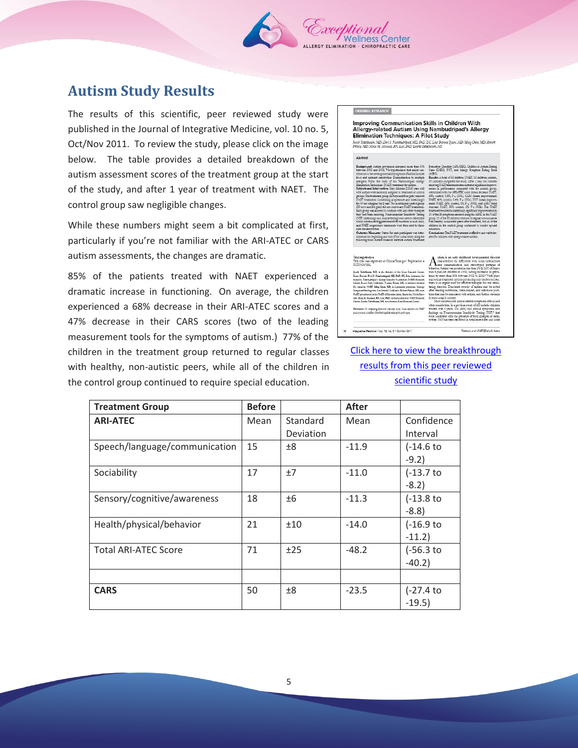## Autism Study Results

The results of this scientific, peer reviewed study were published in the Journal of Integrative Medicine, vol. 10 no. 5, Oct/Nov 2011. To review the study, please click on the image below. The table provides a detailed breakdown of the autism assessment scores of the treatment group at the start of the study, and after 1 year of treatment with NAET. The control group saw negligible changes.

While these numbers might seem a bit complicated at first, particularly if you're not familiar with the ARI-ATEC or CARS autism assessments, the changes are dramatic.

85% of the patients treated with NAET experienced a dramatic increase in functioning. On average, the children experienced a 68% decrease in their ARI-ATEC scores and a 47% decrease in their CARS scores (two of the leading measurement tools for the symptoms of autism.) 77% of the children in the treatment group returned to regular classes with healthy, non-autistic peers, while all of the children in the control group continued to require special education.

Click here to view the breakthrough results from this peer reviewed scientific study

| **Treatment Group** | **Before** | | **After** | |
|---|---|---|---|---|
| **ARI-ATEC** | Mean | Standard Deviation | Mean | Confidence Interval |
| Speech/language/communication | 15 | ±8 | -11.9 | (-14.6 to -9.2) |
| Sociability | 17 | ±7 | -11.0 | (-13.7 to -8.2) |
| Sensory/cognitive/awareness | 18 | ±6 | -11.3 | (-13.8 to -8.8) |
| Health/physical/behavior | 21 | ±10 | -14.0 | (-16.9 to -11.2) |
| Total ARI-ATEC Score | 71 | ±25 | -48.2 | (-56.3 to -40.2) |
| | | | | |
| **CARS** | 50 | ±8 | -23.5 | (-27.4 to -19.5) |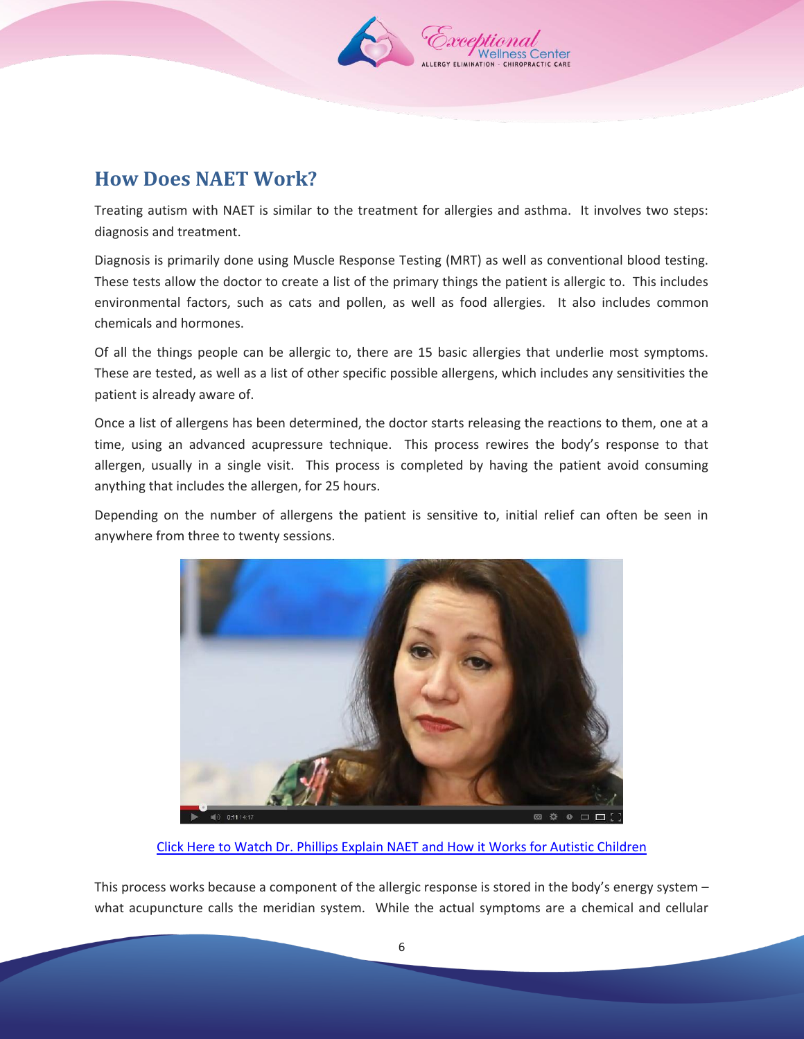## How Does NAET Work?

Treating autism with NAET is similar to the treatment for allergies and asthma. It involves two steps: diagnosis and treatment.

Diagnosis is primarily done using Muscle Response Testing (MRT) as well as conventional blood testing. These tests allow the doctor to create a list of the primary things the patient is allergic to. This includes environmental factors, such as cats and pollen, as well as food allergies. It also includes common chemicals and hormones.

Of all the things people can be allergic to, there are 15 basic allergies that underlie most symptoms. These are tested, as well as a list of other specific possible allergens, which includes any sensitivities the patient is already aware of.

Once a list of allergens has been determined, the doctor starts releasing the reactions to them, one at a time, using an advanced acupressure technique. This process rewires the body's response to that allergen, usually in a single visit. This process is completed by having the patient avoid consuming anything that includes the allergen, for 25 hours.

Depending on the number of allergens the patient is sensitive to, initial relief can often be seen in anywhere from three to twenty sessions.

[Click Here to Watch Dr. Phillips Explain NAET and How it Works for Autistic Children]

This process works because a component of the allergic response is stored in the body's energy system – what acupuncture calls the meridian system. While the actual symptoms are a chemical and cellular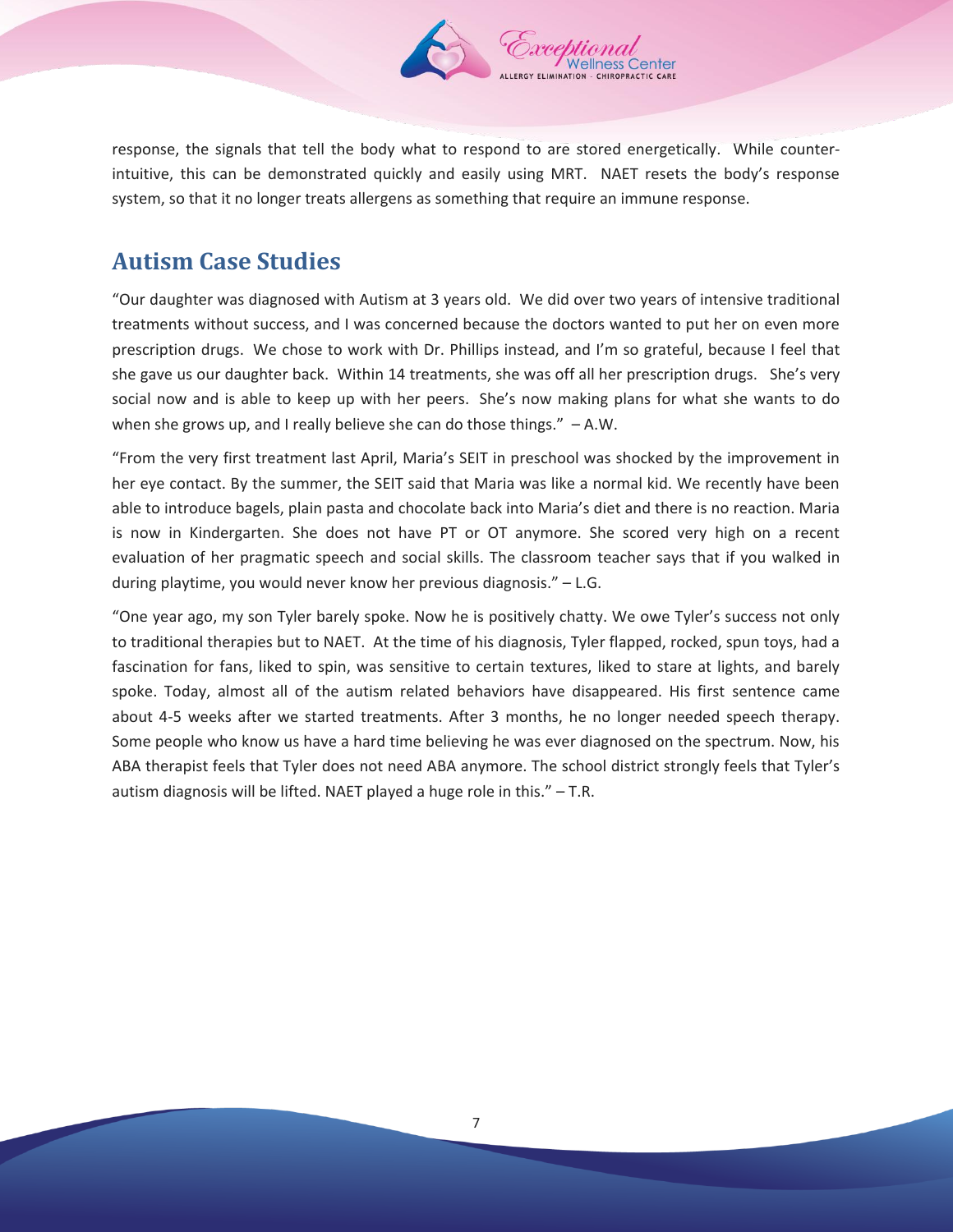response, the signals that tell the body what to respond to are stored energetically. While counter-intuitive, this can be demonstrated quickly and easily using MRT. NAET resets the body's response system, so that it no longer treats allergens as something that require an immune response.

## Autism Case Studies

"Our daughter was diagnosed with Autism at 3 years old. We did over two years of intensive traditional treatments without success, and I was concerned because the doctors wanted to put her on even more prescription drugs. We chose to work with Dr. Phillips instead, and I'm so grateful, because I feel that she gave us our daughter back. Within 14 treatments, she was off all her prescription drugs. She's very social now and is able to keep up with her peers. She's now making plans for what she wants to do when she grows up, and I really believe she can do those things." – A.W.

"From the very first treatment last April, Maria's SEIT in preschool was shocked by the improvement in her eye contact. By the summer, the SEIT said that Maria was like a normal kid. We recently have been able to introduce bagels, plain pasta and chocolate back into Maria's diet and there is no reaction. Maria is now in Kindergarten. She does not have PT or OT anymore. She scored very high on a recent evaluation of her pragmatic speech and social skills. The classroom teacher says that if you walked in during playtime, you would never know her previous diagnosis." – L.G.

"One year ago, my son Tyler barely spoke. Now he is positively chatty. We owe Tyler's success not only to traditional therapies but to NAET. At the time of his diagnosis, Tyler flapped, rocked, spun toys, had a fascination for fans, liked to spin, was sensitive to certain textures, liked to stare at lights, and barely spoke. Today, almost all of the autism related behaviors have disappeared. His first sentence came about 4-5 weeks after we started treatments. After 3 months, he no longer needed speech therapy. Some people who know us have a hard time believing he was ever diagnosed on the spectrum. Now, his ABA therapist feels that Tyler does not need ABA anymore. The school district strongly feels that Tyler's autism diagnosis will be lifted. NAET played a huge role in this." – T.R.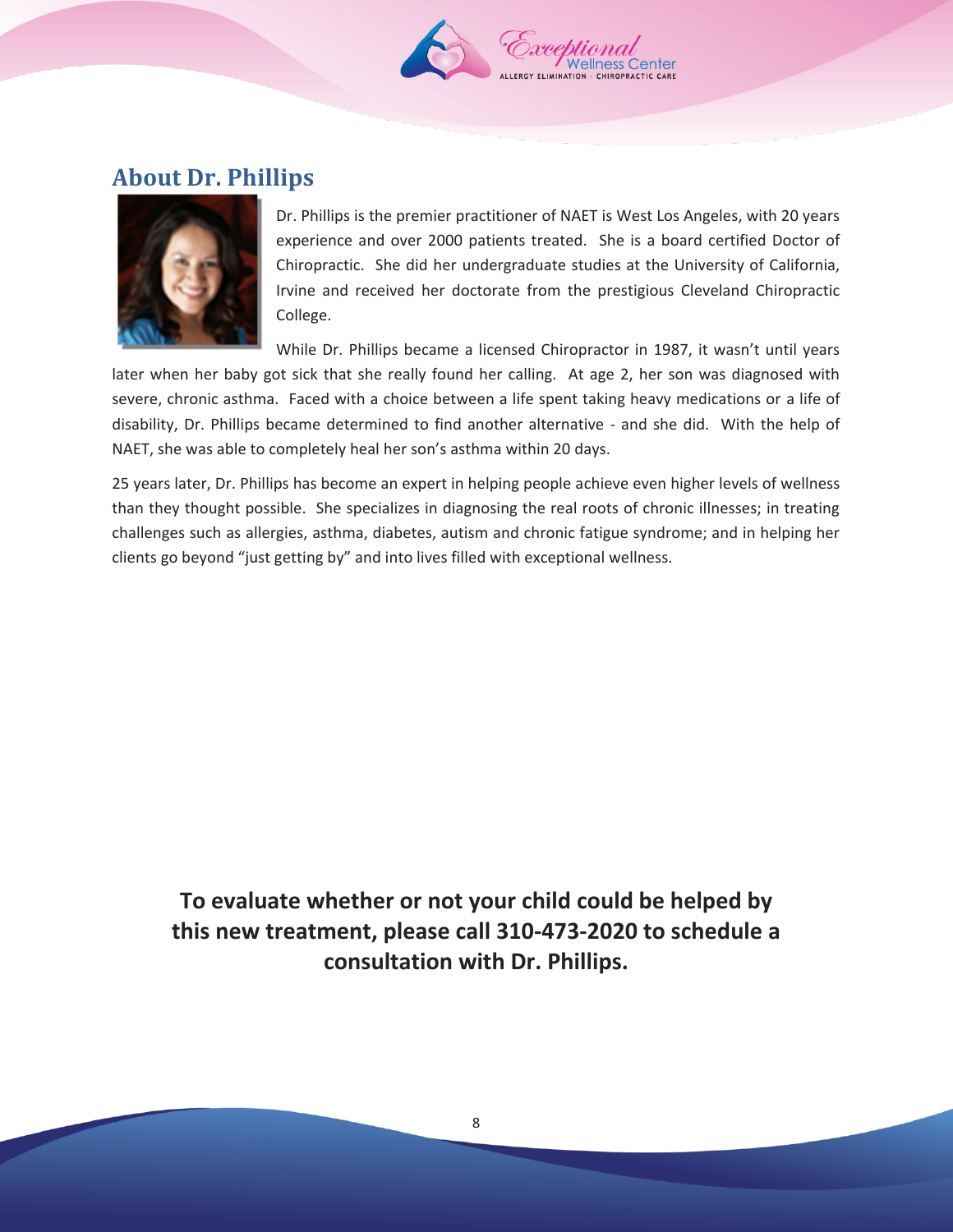## About Dr. Phillips

Dr. Phillips is the premier practitioner of NAET is West Los Angeles, with 20 years experience and over 2000 patients treated. She is a board certified Doctor of Chiropractic. She did her undergraduate studies at the University of California, Irvine and received her doctorate from the prestigious Cleveland Chiropractic College.

While Dr. Phillips became a licensed Chiropractor in 1987, it wasn't until years later when her baby got sick that she really found her calling. At age 2, her son was diagnosed with severe, chronic asthma. Faced with a choice between a life spent taking heavy medications or a life of disability, Dr. Phillips became determined to find another alternative - and she did. With the help of NAET, she was able to completely heal her son's asthma within 20 days.

25 years later, Dr. Phillips has become an expert in helping people achieve even higher levels of wellness than they thought possible. She specializes in diagnosing the real roots of chronic illnesses; in treating challenges such as allergies, asthma, diabetes, autism and chronic fatigue syndrome; and in helping her clients go beyond "just getting by" and into lives filled with exceptional wellness.

**To evaluate whether or not your child could be helped by this new treatment, please call 310-473-2020 to schedule a consultation with Dr. Phillips.**